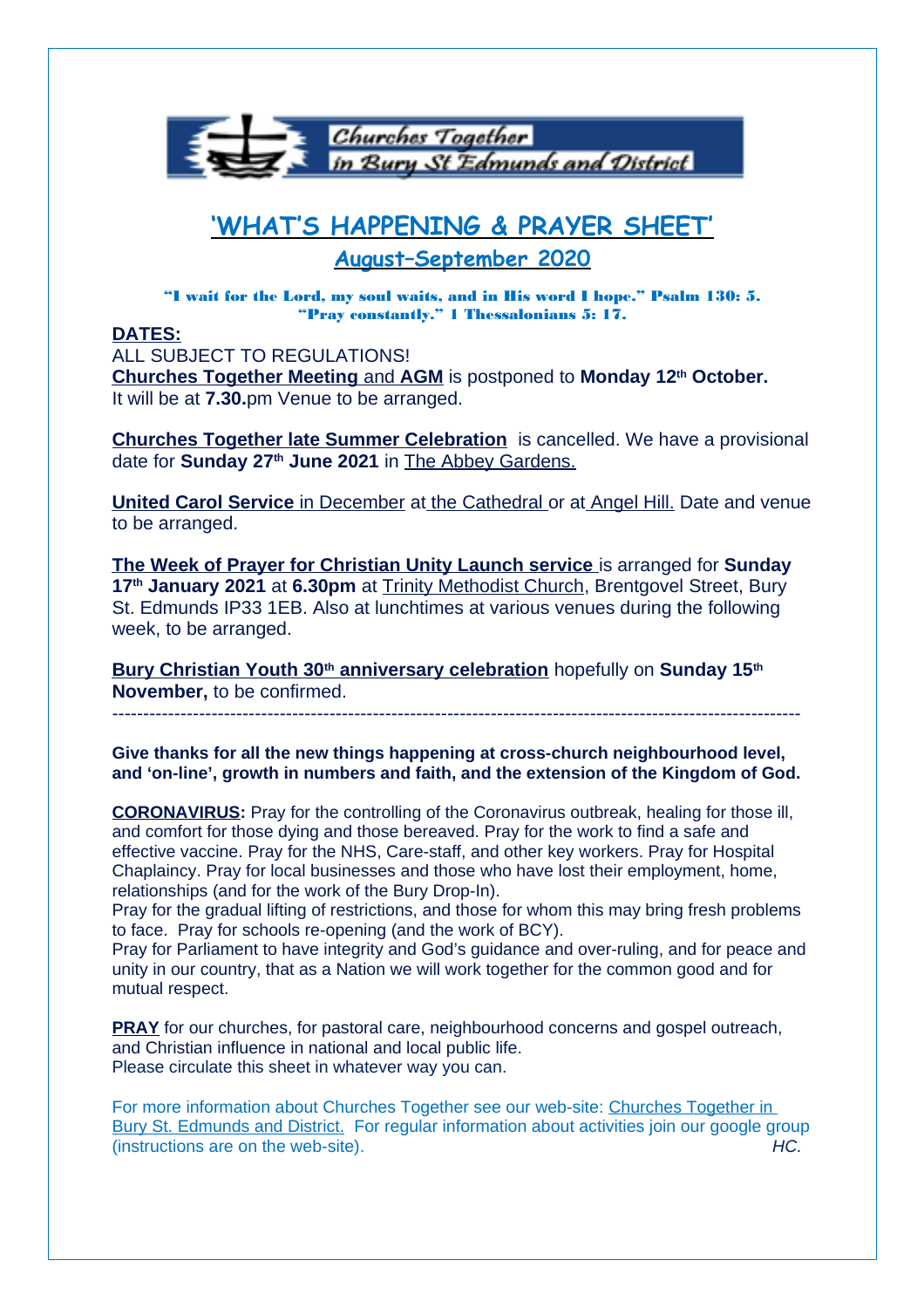Churches Together in Bury St Edmunds and District

# 'WHAT'S HAPPENING & PRAYER SHEET'

## August–September 2020

**"I wait for the Lord, my soul waits, and in His word I hope." Psalm 130: 5.**
**"Pray constantly." 1 Thessalonians 5: 17.**

**DATES:**

ALL SUBJECT TO REGULATIONS!

**Churches Together Meeting** and **AGM** is postponed to **Monday 12th October.** It will be at **7.30.**pm Venue to be arranged.

**Churches Together late Summer Celebration** is cancelled. We have a provisional date for **Sunday 27th June 2021** in The Abbey Gardens.

**United Carol Service** in December at the Cathedral or at Angel Hill. Date and venue to be arranged.

**The Week of Prayer for Christian Unity Launch service** is arranged for **Sunday 17th January 2021** at **6.30pm** at Trinity Methodist Church, Brentgovel Street, Bury St. Edmunds IP33 1EB. Also at lunchtimes at various venues during the following week, to be arranged.

**Bury Christian Youth 30th anniversary celebration** hopefully on **Sunday 15th November,** to be confirmed.

---

**Give thanks for all the new things happening at cross-church neighbourhood level, and 'on-line', growth in numbers and faith, and the extension of the Kingdom of God.**

**CORONAVIRUS:** Pray for the controlling of the Coronavirus outbreak, healing for those ill, and comfort for those dying and those bereaved. Pray for the work to find a safe and effective vaccine. Pray for the NHS, Care-staff, and other key workers. Pray for Hospital Chaplaincy. Pray for local businesses and those who have lost their employment, home, relationships (and for the work of the Bury Drop-In).
Pray for the gradual lifting of restrictions, and those for whom this may bring fresh problems to face. Pray for schools re-opening (and the work of BCY).
Pray for Parliament to have integrity and God's guidance and over-ruling, and for peace and unity in our country, that as a Nation we will work together for the common good and for mutual respect.

**PRAY** for our churches, for pastoral care, neighbourhood concerns and gospel outreach, and Christian influence in national and local public life.
Please circulate this sheet in whatever way you can.

For more information about Churches Together see our web-site: Churches Together in Bury St. Edmunds and District. For regular information about activities join our google group (instructions are on the web-site). *HC.*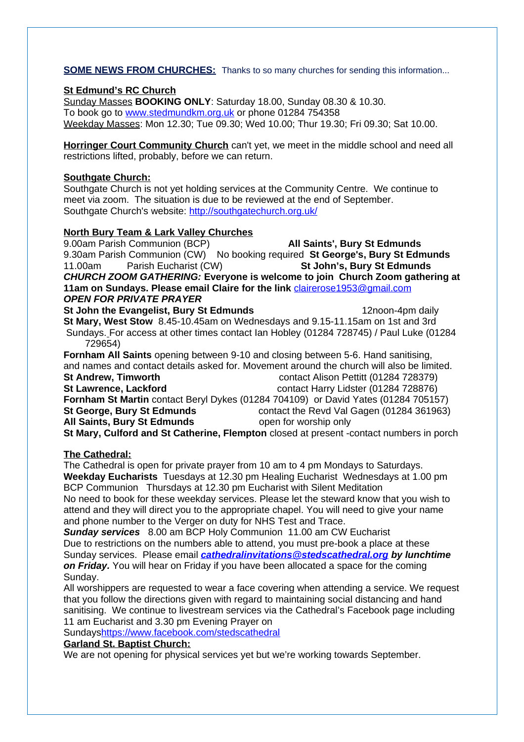**SOME NEWS FROM CHURCHES:** Thanks to so many churches for sending this information...

**St Edmund's RC Church**

Sunday Masses **BOOKING ONLY**: Saturday 18.00, Sunday 08.30 & 10.30.
To book go to www.stedmundkm.org.uk or phone 01284 754358
Weekday Masses: Mon 12.30; Tue 09.30; Wed 10.00; Thur 19.30; Fri 09.30; Sat 10.00.

**Horringer Court Community Church** can't yet, we meet in the middle school and need all restrictions lifted, probably, before we can return.

**Southgate Church:**

Southgate Church is not yet holding services at the Community Centre. We continue to meet via zoom. The situation is due to be reviewed at the end of September.
Southgate Church's website: http://southgatechurch.org.uk/

**North Bury Team & Lark Valley Churches**

9.00am Parish Communion (BCP) **All Saints', Bury St Edmunds**
9.30am Parish Communion (CW) No booking required **St George's, Bury St Edmunds**
11.00am Parish Eucharist (CW) **St John's, Bury St Edmunds**

***CHURCH ZOOM GATHERING:*** **Everyone is welcome to join Church Zoom gathering at 11am on Sundays. Please email Claire for the link** clairerose1953@gmail.com

***OPEN FOR PRIVATE PRAYER***

**St John the Evangelist, Bury St Edmunds** 12noon-4pm daily
**St Mary, West Stow** 8.45-10.45am on Wednesdays and 9.15-11.15am on 1st and 3rd Sundays. For access at other times contact Ian Hobley (01284 728745) / Paul Luke (01284 729654)
**Fornham All Saints** opening between 9-10 and closing between 5-6. Hand sanitising, and names and contact details asked for. Movement around the church will also be limited.
**St Andrew, Timworth** contact Alison Pettitt (01284 728379)
**St Lawrence, Lackford** contact Harry Lidster (01284 728876)
**Fornham St Martin** contact Beryl Dykes (01284 704109) or David Yates (01284 705157)
**St George, Bury St Edmunds** contact the Revd Val Gagen (01284 361963)
**All Saints, Bury St Edmunds** open for worship only
**St Mary, Culford and St Catherine, Flempton** closed at present -contact numbers in porch

**The Cathedral:**

The Cathedral is open for private prayer from 10 am to 4 pm Mondays to Saturdays.
**Weekday Eucharists** Tuesdays at 12.30 pm Healing Eucharist Wednesdays at 1.00 pm BCP Communion Thursdays at 12.30 pm Eucharist with Silent Meditation
No need to book for these weekday services. Please let the steward know that you wish to attend and they will direct you to the appropriate chapel. You will need to give your name and phone number to the Verger on duty for NHS Test and Trace.
***Sunday services*** 8.00 am BCP Holy Communion 11.00 am CW Eucharist
Due to restrictions on the numbers able to attend, you must pre-book a place at these Sunday services. Please email ***cathedralinvitations@stedscathedral.org by lunchtime on Friday.*** You will hear on Friday if you have been allocated a space for the coming Sunday.
All worshippers are requested to wear a face covering when attending a service. We request that you follow the directions given with regard to maintaining social distancing and hand sanitising. We continue to livestream services via the Cathedral's Facebook page including 11 am Eucharist and 3.30 pm Evening Prayer on Sundayshttps://www.facebook.com/stedscathedral

**Garland St. Baptist Church:**

We are not opening for physical services yet but we're working towards September.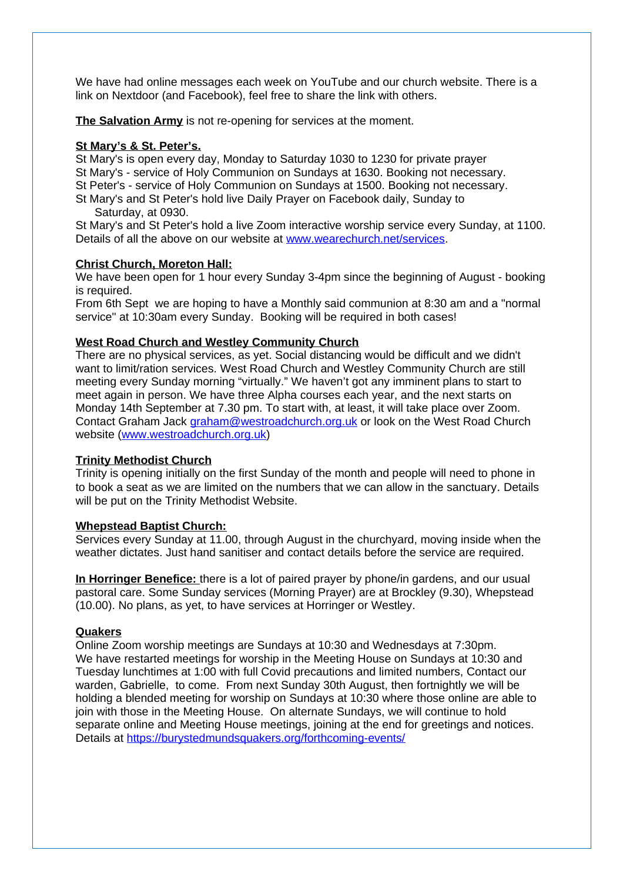We have had online messages each week on YouTube and our church website. There is a link on Nextdoor (and Facebook), feel free to share the link with others.

**The Salvation Army** is not re-opening for services at the moment.

**St Mary's & St. Peter's.**

St Mary's is open every day, Monday to Saturday 1030 to 1230 for private prayer
St Mary's - service of Holy Communion on Sundays at 1630. Booking not necessary.
St Peter's - service of Holy Communion on Sundays at 1500. Booking not necessary.
St Mary's and St Peter's hold live Daily Prayer on Facebook daily, Sunday to Saturday, at 0930.
St Mary's and St Peter's hold a live Zoom interactive worship service every Sunday, at 1100.
Details of all the above on our website at www.wearechurch.net/services.

**Christ Church, Moreton Hall:**

We have been open for 1 hour every Sunday 3-4pm since the beginning of August - booking is required.
From 6th Sept we are hoping to have a Monthly said communion at 8:30 am and a "normal service" at 10:30am every Sunday. Booking will be required in both cases!

**West Road Church and Westley Community Church**

There are no physical services, as yet. Social distancing would be difficult and we didn't want to limit/ration services. West Road Church and Westley Community Church are still meeting every Sunday morning "virtually." We haven't got any imminent plans to start to meet again in person. We have three Alpha courses each year, and the next starts on Monday 14th September at 7.30 pm. To start with, at least, it will take place over Zoom. Contact Graham Jack graham@westroadchurch.org.uk or look on the West Road Church website (www.westroadchurch.org.uk)

**Trinity Methodist Church**

Trinity is opening initially on the first Sunday of the month and people will need to phone in to book a seat as we are limited on the numbers that we can allow in the sanctuary. Details will be put on the Trinity Methodist Website.

**Whepstead Baptist Church:**

Services every Sunday at 11.00, through August in the churchyard, moving inside when the weather dictates. Just hand sanitiser and contact details before the service are required.

**In Horringer Benefice:** there is a lot of paired prayer by phone/in gardens, and our usual pastoral care. Some Sunday services (Morning Prayer) are at Brockley (9.30), Whepstead (10.00). No plans, as yet, to have services at Horringer or Westley.

**Quakers**

Online Zoom worship meetings are Sundays at 10:30 and Wednesdays at 7:30pm.
We have restarted meetings for worship in the Meeting House on Sundays at 10:30 and Tuesday lunchtimes at 1:00 with full Covid precautions and limited numbers, Contact our warden, Gabrielle, to come. From next Sunday 30th August, then fortnightly we will be holding a blended meeting for worship on Sundays at 10:30 where those online are able to join with those in the Meeting House. On alternate Sundays, we will continue to hold separate online and Meeting House meetings, joining at the end for greetings and notices. Details at https://burystedmundsquakers.org/forthcoming-events/